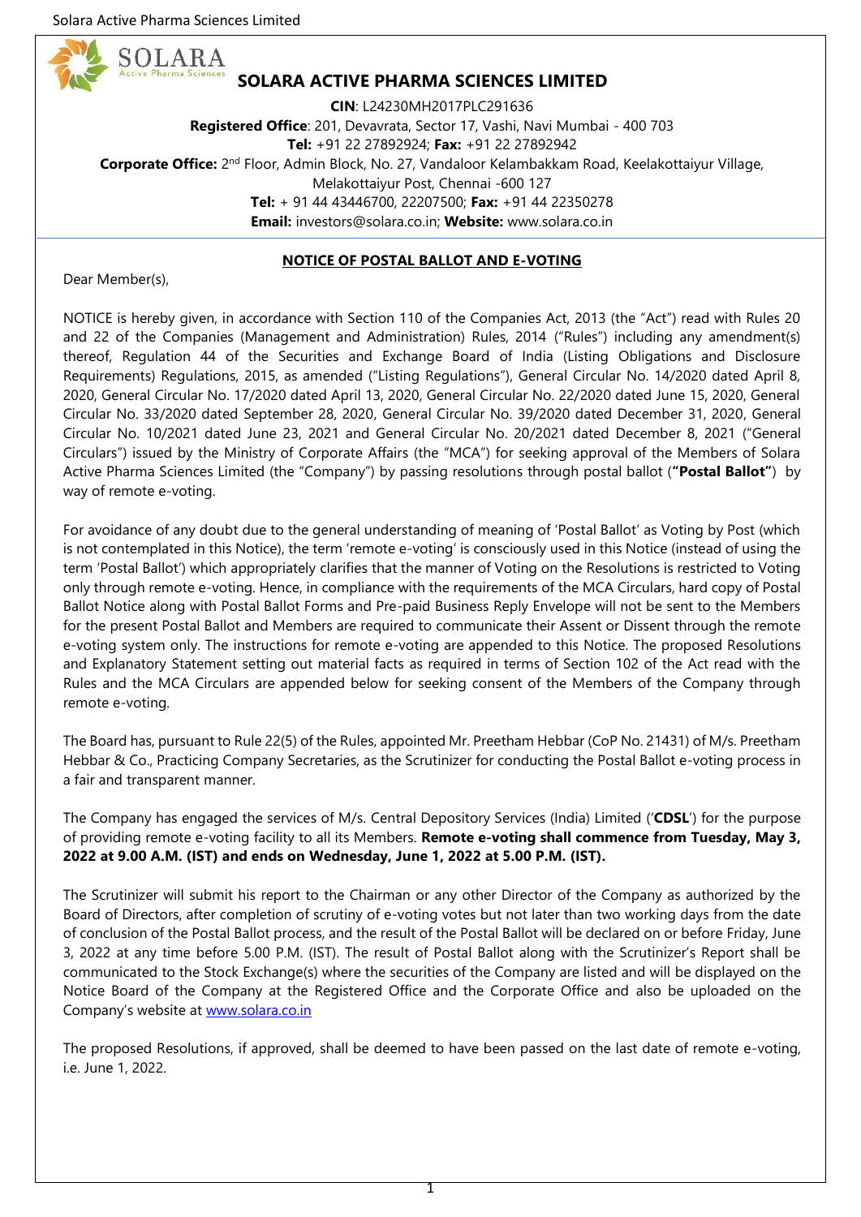# SOLARA ACTIVE PHARMA SCIENCES LIMITED

**CIN**: L24230MH2017PLC291636
**Registered Office**: 201, Devavrata, Sector 17, Vashi, Navi Mumbai - 400 703
**Tel:** +91 22 27892924; **Fax:** +91 22 27892942
**Corporate Office:** 2nd Floor, Admin Block, No. 27, Vandaloor Kelambakkam Road, Keelakottaiyur Village, Melakottaiyur Post, Chennai -600 127
**Tel:** + 91 44 43446700, 22207500; **Fax:** +91 44 22350278
**Email:** investors@solara.co.in; **Website:** www.solara.co.in

## NOTICE OF POSTAL BALLOT AND E-VOTING

Dear Member(s),

NOTICE is hereby given, in accordance with Section 110 of the Companies Act, 2013 (the "Act") read with Rules 20 and 22 of the Companies (Management and Administration) Rules, 2014 ("Rules") including any amendment(s) thereof, Regulation 44 of the Securities and Exchange Board of India (Listing Obligations and Disclosure Requirements) Regulations, 2015, as amended ("Listing Regulations"), General Circular No. 14/2020 dated April 8, 2020, General Circular No. 17/2020 dated April 13, 2020, General Circular No. 22/2020 dated June 15, 2020, General Circular No. 33/2020 dated September 28, 2020, General Circular No. 39/2020 dated December 31, 2020, General Circular No. 10/2021 dated June 23, 2021 and General Circular No. 20/2021 dated December 8, 2021 ("General Circulars") issued by the Ministry of Corporate Affairs (the "MCA") for seeking approval of the Members of Solara Active Pharma Sciences Limited (the "Company") by passing resolutions through postal ballot (**"Postal Ballot"**) by way of remote e-voting.

For avoidance of any doubt due to the general understanding of meaning of 'Postal Ballot' as Voting by Post (which is not contemplated in this Notice), the term 'remote e-voting' is consciously used in this Notice (instead of using the term 'Postal Ballot') which appropriately clarifies that the manner of Voting on the Resolutions is restricted to Voting only through remote e-voting. Hence, in compliance with the requirements of the MCA Circulars, hard copy of Postal Ballot Notice along with Postal Ballot Forms and Pre-paid Business Reply Envelope will not be sent to the Members for the present Postal Ballot and Members are required to communicate their Assent or Dissent through the remote e-voting system only. The instructions for remote e-voting are appended to this Notice. The proposed Resolutions and Explanatory Statement setting out material facts as required in terms of Section 102 of the Act read with the Rules and the MCA Circulars are appended below for seeking consent of the Members of the Company through remote e-voting.

The Board has, pursuant to Rule 22(5) of the Rules, appointed Mr. Preetham Hebbar (CoP No. 21431) of M/s. Preetham Hebbar & Co., Practicing Company Secretaries, as the Scrutinizer for conducting the Postal Ballot e-voting process in a fair and transparent manner.

The Company has engaged the services of M/s. Central Depository Services (India) Limited ('**CDSL**') for the purpose of providing remote e-voting facility to all its Members. **Remote e-voting shall commence from Tuesday, May 3, 2022 at 9.00 A.M. (IST) and ends on Wednesday, June 1, 2022 at 5.00 P.M. (IST).**

The Scrutinizer will submit his report to the Chairman or any other Director of the Company as authorized by the Board of Directors, after completion of scrutiny of e-voting votes but not later than two working days from the date of conclusion of the Postal Ballot process, and the result of the Postal Ballot will be declared on or before Friday, June 3, 2022 at any time before 5.00 P.M. (IST). The result of Postal Ballot along with the Scrutinizer's Report shall be communicated to the Stock Exchange(s) where the securities of the Company are listed and will be displayed on the Notice Board of the Company at the Registered Office and the Corporate Office and also be uploaded on the Company's website at www.solara.co.in

The proposed Resolutions, if approved, shall be deemed to have been passed on the last date of remote e-voting, i.e. June 1, 2022.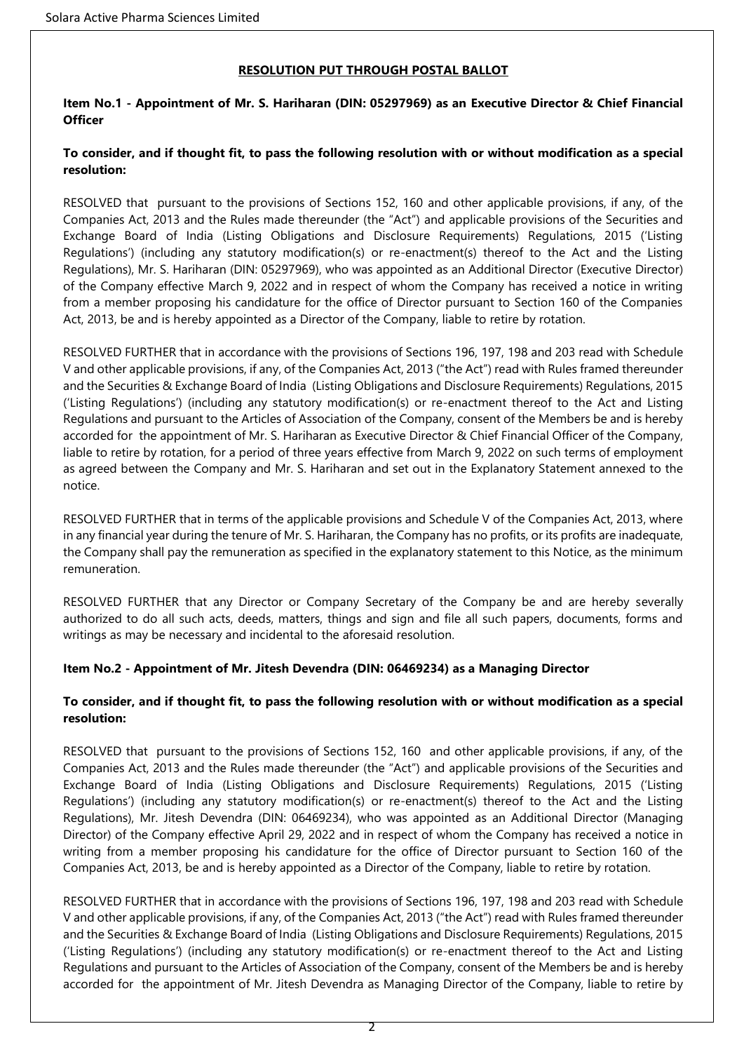## RESOLUTION PUT THROUGH POSTAL BALLOT

**Item No.1 - Appointment of Mr. S. Hariharan (DIN: 05297969) as an Executive Director & Chief Financial Officer**

**To consider, and if thought fit, to pass the following resolution with or without modification as a special resolution:**

RESOLVED that pursuant to the provisions of Sections 152, 160 and other applicable provisions, if any, of the Companies Act, 2013 and the Rules made thereunder (the "Act") and applicable provisions of the Securities and Exchange Board of India (Listing Obligations and Disclosure Requirements) Regulations, 2015 ('Listing Regulations') (including any statutory modification(s) or re-enactment(s) thereof to the Act and the Listing Regulations), Mr. S. Hariharan (DIN: 05297969), who was appointed as an Additional Director (Executive Director) of the Company effective March 9, 2022 and in respect of whom the Company has received a notice in writing from a member proposing his candidature for the office of Director pursuant to Section 160 of the Companies Act, 2013, be and is hereby appointed as a Director of the Company, liable to retire by rotation.

RESOLVED FURTHER that in accordance with the provisions of Sections 196, 197, 198 and 203 read with Schedule V and other applicable provisions, if any, of the Companies Act, 2013 ("the Act") read with Rules framed thereunder and the Securities & Exchange Board of India (Listing Obligations and Disclosure Requirements) Regulations, 2015 ('Listing Regulations') (including any statutory modification(s) or re-enactment thereof to the Act and Listing Regulations and pursuant to the Articles of Association of the Company, consent of the Members be and is hereby accorded for the appointment of Mr. S. Hariharan as Executive Director & Chief Financial Officer of the Company, liable to retire by rotation, for a period of three years effective from March 9, 2022 on such terms of employment as agreed between the Company and Mr. S. Hariharan and set out in the Explanatory Statement annexed to the notice.

RESOLVED FURTHER that in terms of the applicable provisions and Schedule V of the Companies Act, 2013, where in any financial year during the tenure of Mr. S. Hariharan, the Company has no profits, or its profits are inadequate, the Company shall pay the remuneration as specified in the explanatory statement to this Notice, as the minimum remuneration.

RESOLVED FURTHER that any Director or Company Secretary of the Company be and are hereby severally authorized to do all such acts, deeds, matters, things and sign and file all such papers, documents, forms and writings as may be necessary and incidental to the aforesaid resolution.

**Item No.2 - Appointment of Mr. Jitesh Devendra (DIN: 06469234) as a Managing Director**

**To consider, and if thought fit, to pass the following resolution with or without modification as a special resolution:**

RESOLVED that pursuant to the provisions of Sections 152, 160 and other applicable provisions, if any, of the Companies Act, 2013 and the Rules made thereunder (the "Act") and applicable provisions of the Securities and Exchange Board of India (Listing Obligations and Disclosure Requirements) Regulations, 2015 ('Listing Regulations') (including any statutory modification(s) or re-enactment(s) thereof to the Act and the Listing Regulations), Mr. Jitesh Devendra (DIN: 06469234), who was appointed as an Additional Director (Managing Director) of the Company effective April 29, 2022 and in respect of whom the Company has received a notice in writing from a member proposing his candidature for the office of Director pursuant to Section 160 of the Companies Act, 2013, be and is hereby appointed as a Director of the Company, liable to retire by rotation.

RESOLVED FURTHER that in accordance with the provisions of Sections 196, 197, 198 and 203 read with Schedule V and other applicable provisions, if any, of the Companies Act, 2013 ("the Act") read with Rules framed thereunder and the Securities & Exchange Board of India (Listing Obligations and Disclosure Requirements) Regulations, 2015 ('Listing Regulations') (including any statutory modification(s) or re-enactment thereof to the Act and Listing Regulations and pursuant to the Articles of Association of the Company, consent of the Members be and is hereby accorded for the appointment of Mr. Jitesh Devendra as Managing Director of the Company, liable to retire by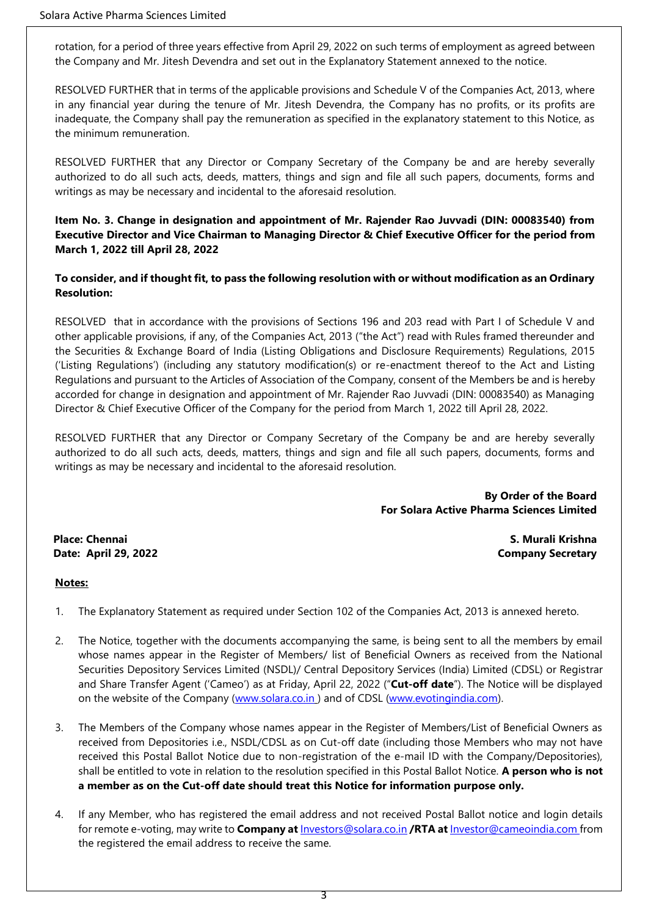rotation, for a period of three years effective from April 29, 2022 on such terms of employment as agreed between the Company and Mr. Jitesh Devendra and set out in the Explanatory Statement annexed to the notice.

RESOLVED FURTHER that in terms of the applicable provisions and Schedule V of the Companies Act, 2013, where in any financial year during the tenure of Mr. Jitesh Devendra, the Company has no profits, or its profits are inadequate, the Company shall pay the remuneration as specified in the explanatory statement to this Notice, as the minimum remuneration.

RESOLVED FURTHER that any Director or Company Secretary of the Company be and are hereby severally authorized to do all such acts, deeds, matters, things and sign and file all such papers, documents, forms and writings as may be necessary and incidental to the aforesaid resolution.

**Item No. 3. Change in designation and appointment of Mr. Rajender Rao Juvvadi (DIN: 00083540) from Executive Director and Vice Chairman to Managing Director & Chief Executive Officer for the period from March 1, 2022 till April 28, 2022**

**To consider, and if thought fit, to pass the following resolution with or without modification as an Ordinary Resolution:**

RESOLVED that in accordance with the provisions of Sections 196 and 203 read with Part I of Schedule V and other applicable provisions, if any, of the Companies Act, 2013 ("the Act") read with Rules framed thereunder and the Securities & Exchange Board of India (Listing Obligations and Disclosure Requirements) Regulations, 2015 ('Listing Regulations') (including any statutory modification(s) or re-enactment thereof to the Act and Listing Regulations and pursuant to the Articles of Association of the Company, consent of the Members be and is hereby accorded for change in designation and appointment of Mr. Rajender Rao Juvvadi (DIN: 00083540) as Managing Director & Chief Executive Officer of the Company for the period from March 1, 2022 till April 28, 2022.

RESOLVED FURTHER that any Director or Company Secretary of the Company be and are hereby severally authorized to do all such acts, deeds, matters, things and sign and file all such papers, documents, forms and writings as may be necessary and incidental to the aforesaid resolution.

**By Order of the Board**
**For Solara Active Pharma Sciences Limited**

**Place: Chennai**
**Date: April 29, 2022**

**S. Murali Krishna**
**Company Secretary**

**Notes:**

1. The Explanatory Statement as required under Section 102 of the Companies Act, 2013 is annexed hereto.

2. The Notice, together with the documents accompanying the same, is being sent to all the members by email whose names appear in the Register of Members/ list of Beneficial Owners as received from the National Securities Depository Services Limited (NSDL)/ Central Depository Services (India) Limited (CDSL) or Registrar and Share Transfer Agent ('Cameo') as at Friday, April 22, 2022 ("**Cut-off date**"). The Notice will be displayed on the website of the Company (www.solara.co.in ) and of CDSL (www.evotingindia.com).

3. The Members of the Company whose names appear in the Register of Members/List of Beneficial Owners as received from Depositories i.e., NSDL/CDSL as on Cut-off date (including those Members who may not have received this Postal Ballot Notice due to non-registration of the e-mail ID with the Company/Depositories), shall be entitled to vote in relation to the resolution specified in this Postal Ballot Notice. **A person who is not a member as on the Cut-off date should treat this Notice for information purpose only.**

4. If any Member, who has registered the email address and not received Postal Ballot notice and login details for remote e-voting, may write to **Company at** Investors@solara.co.in **/RTA at** Investor@cameoindia.com from the registered the email address to receive the same.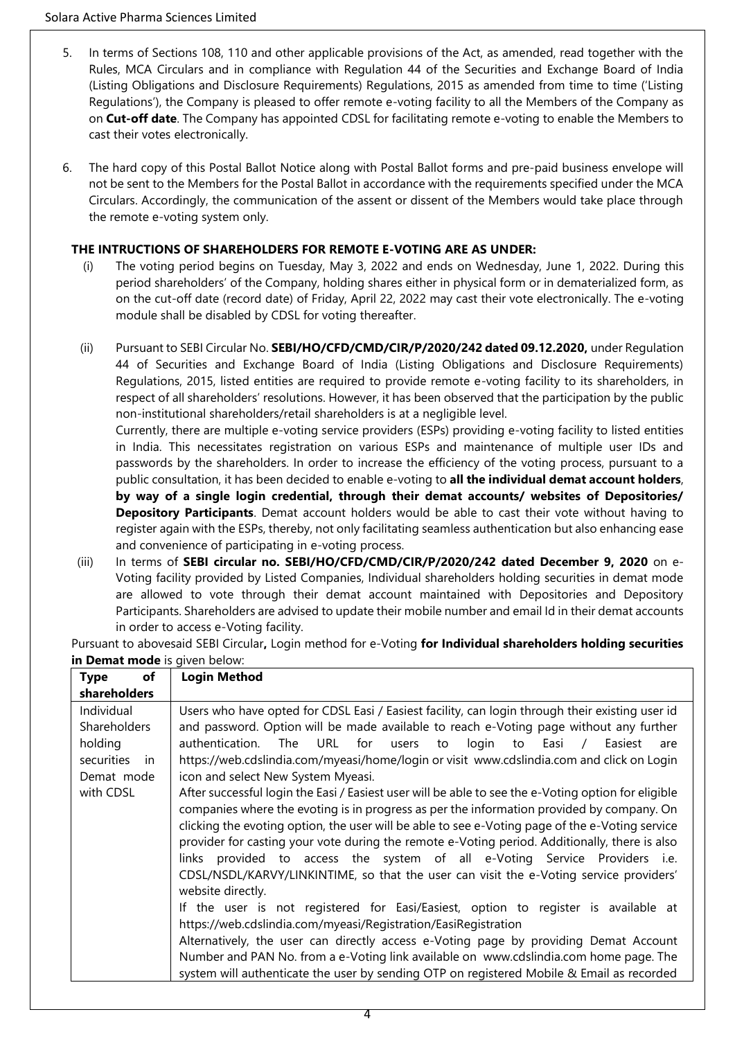5. In terms of Sections 108, 110 and other applicable provisions of the Act, as amended, read together with the Rules, MCA Circulars and in compliance with Regulation 44 of the Securities and Exchange Board of India (Listing Obligations and Disclosure Requirements) Regulations, 2015 as amended from time to time ('Listing Regulations'), the Company is pleased to offer remote e-voting facility to all the Members of the Company as on **Cut-off date**. The Company has appointed CDSL for facilitating remote e-voting to enable the Members to cast their votes electronically.

6. The hard copy of this Postal Ballot Notice along with Postal Ballot forms and pre-paid business envelope will not be sent to the Members for the Postal Ballot in accordance with the requirements specified under the MCA Circulars. Accordingly, the communication of the assent or dissent of the Members would take place through the remote e-voting system only.

**THE INTRUCTIONS OF SHAREHOLDERS FOR REMOTE E-VOTING ARE AS UNDER:**

(i) The voting period begins on Tuesday, May 3, 2022 and ends on Wednesday, June 1, 2022. During this period shareholders' of the Company, holding shares either in physical form or in dematerialized form, as on the cut-off date (record date) of Friday, April 22, 2022 may cast their vote electronically. The e-voting module shall be disabled by CDSL for voting thereafter.

(ii) Pursuant to SEBI Circular No. **SEBI/HO/CFD/CMD/CIR/P/2020/242 dated 09.12.2020,** under Regulation 44 of Securities and Exchange Board of India (Listing Obligations and Disclosure Requirements) Regulations, 2015, listed entities are required to provide remote e-voting facility to its shareholders, in respect of all shareholders' resolutions. However, it has been observed that the participation by the public non-institutional shareholders/retail shareholders is at a negligible level.

Currently, there are multiple e-voting service providers (ESPs) providing e-voting facility to listed entities in India. This necessitates registration on various ESPs and maintenance of multiple user IDs and passwords by the shareholders. In order to increase the efficiency of the voting process, pursuant to a public consultation, it has been decided to enable e-voting to **all the individual demat account holders**, **by way of a single login credential, through their demat accounts/ websites of Depositories/ Depository Participants**. Demat account holders would be able to cast their vote without having to register again with the ESPs, thereby, not only facilitating seamless authentication but also enhancing ease and convenience of participating in e-voting process.

(iii) In terms of **SEBI circular no. SEBI/HO/CFD/CMD/CIR/P/2020/242 dated December 9, 2020** on e-Voting facility provided by Listed Companies, Individual shareholders holding securities in demat mode are allowed to vote through their demat account maintained with Depositories and Depository Participants. Shareholders are advised to update their mobile number and email Id in their demat accounts in order to access e-Voting facility.

Pursuant to abovesaid SEBI Circular**,** Login method for e-Voting **for Individual shareholders holding securities in Demat mode** is given below:

| **Type of shareholders** | **Login Method** |
|---|---|
| Individual Shareholders holding securities in Demat mode with CDSL | Users who have opted for CDSL Easi / Easiest facility, can login through their existing user id and password. Option will be made available to reach e-Voting page without any further authentication. The URL for users to login to Easi / Easiest are https://web.cdslindia.com/myeasi/home/login or visit www.cdslindia.com and click on Login icon and select New System Myeasi.<br>After successful login the Easi / Easiest user will be able to see the e-Voting option for eligible companies where the evoting is in progress as per the information provided by company. On clicking the evoting option, the user will be able to see e-Voting page of the e-Voting service provider for casting your vote during the remote e-Voting period. Additionally, there is also links provided to access the system of all e-Voting Service Providers i.e. CDSL/NSDL/KARVY/LINKINTIME, so that the user can visit the e-Voting service providers' website directly.<br>If the user is not registered for Easi/Easiest, option to register is available at https://web.cdslindia.com/myeasi/Registration/EasiRegistration<br>Alternatively, the user can directly access e-Voting page by providing Demat Account Number and PAN No. from a e-Voting link available on www.cdslindia.com home page. The system will authenticate the user by sending OTP on registered Mobile & Email as recorded |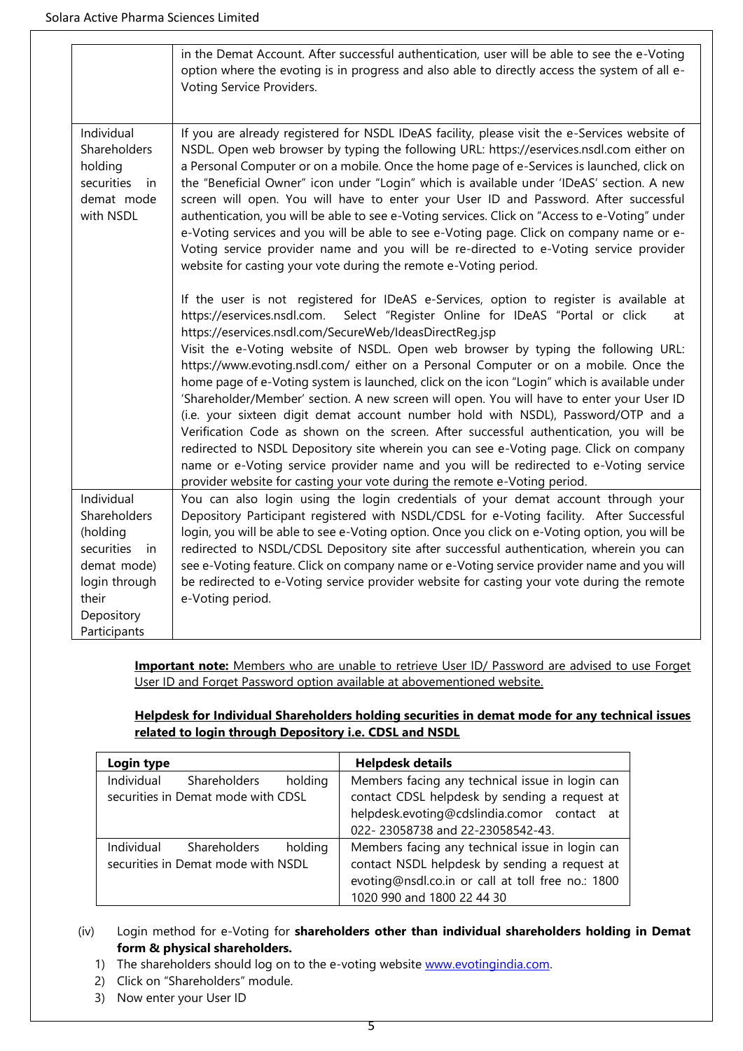| | |
|---|---|
| | in the Demat Account. After successful authentication, user will be able to see the e-Voting option where the evoting is in progress and also able to directly access the system of all e-Voting Service Providers. |
| Individual Shareholders holding securities in demat mode with NSDL | If you are already registered for NSDL IDeAS facility, please visit the e-Services website of NSDL. Open web browser by typing the following URL: https://eservices.nsdl.com either on a Personal Computer or on a mobile. Once the home page of e-Services is launched, click on the "Beneficial Owner" icon under "Login" which is available under 'IDeAS' section. A new screen will open. You will have to enter your User ID and Password. After successful authentication, you will be able to see e-Voting services. Click on "Access to e-Voting" under e-Voting services and you will be able to see e-Voting page. Click on company name or e-Voting service provider name and you will be re-directed to e-Voting service provider website for casting your vote during the remote e-Voting period.<br><br>If the user is not registered for IDeAS e-Services, option to register is available at https://eservices.nsdl.com. Select "Register Online for IDeAS "Portal or click at https://eservices.nsdl.com/SecureWeb/IdeasDirectReg.jsp<br>Visit the e-Voting website of NSDL. Open web browser by typing the following URL: https://www.evoting.nsdl.com/ either on a Personal Computer or on a mobile. Once the home page of e-Voting system is launched, click on the icon "Login" which is available under 'Shareholder/Member' section. A new screen will open. You will have to enter your User ID (i.e. your sixteen digit demat account number hold with NSDL), Password/OTP and a Verification Code as shown on the screen. After successful authentication, you will be redirected to NSDL Depository site wherein you can see e-Voting page. Click on company name or e-Voting service provider name and you will be redirected to e-Voting service provider website for casting your vote during the remote e-Voting period. |
| Individual Shareholders (holding securities in demat mode) login through their Depository Participants | You can also login using the login credentials of your demat account through your Depository Participant registered with NSDL/CDSL for e-Voting facility. After Successful login, you will be able to see e-Voting option. Once you click on e-Voting option, you will be redirected to NSDL/CDSL Depository site after successful authentication, wherein you can see e-Voting feature. Click on company name or e-Voting service provider name and you will be redirected to e-Voting service provider website for casting your vote during the remote e-Voting period. |

**Important note:** Members who are unable to retrieve User ID/ Password are advised to use Forget User ID and Forget Password option available at abovementioned website.

**Helpdesk for Individual Shareholders holding securities in demat mode for any technical issues related to login through Depository i.e. CDSL and NSDL**

| Login type | Helpdesk details |
|---|---|
| Individual Shareholders holding securities in Demat mode with CDSL | Members facing any technical issue in login can contact CDSL helpdesk by sending a request at helpdesk.evoting@cdslindia.comor contact at 022- 23058738 and 22-23058542-43. |
| Individual Shareholders holding securities in Demat mode with NSDL | Members facing any technical issue in login can contact NSDL helpdesk by sending a request at evoting@nsdl.co.in or call at toll free no.: 1800 1020 990 and 1800 22 44 30 |

(iv) Login method for e-Voting for **shareholders other than individual shareholders holding in Demat form & physical shareholders.**

1) The shareholders should log on to the e-voting website www.evotingindia.com.
2) Click on "Shareholders" module.
3) Now enter your User ID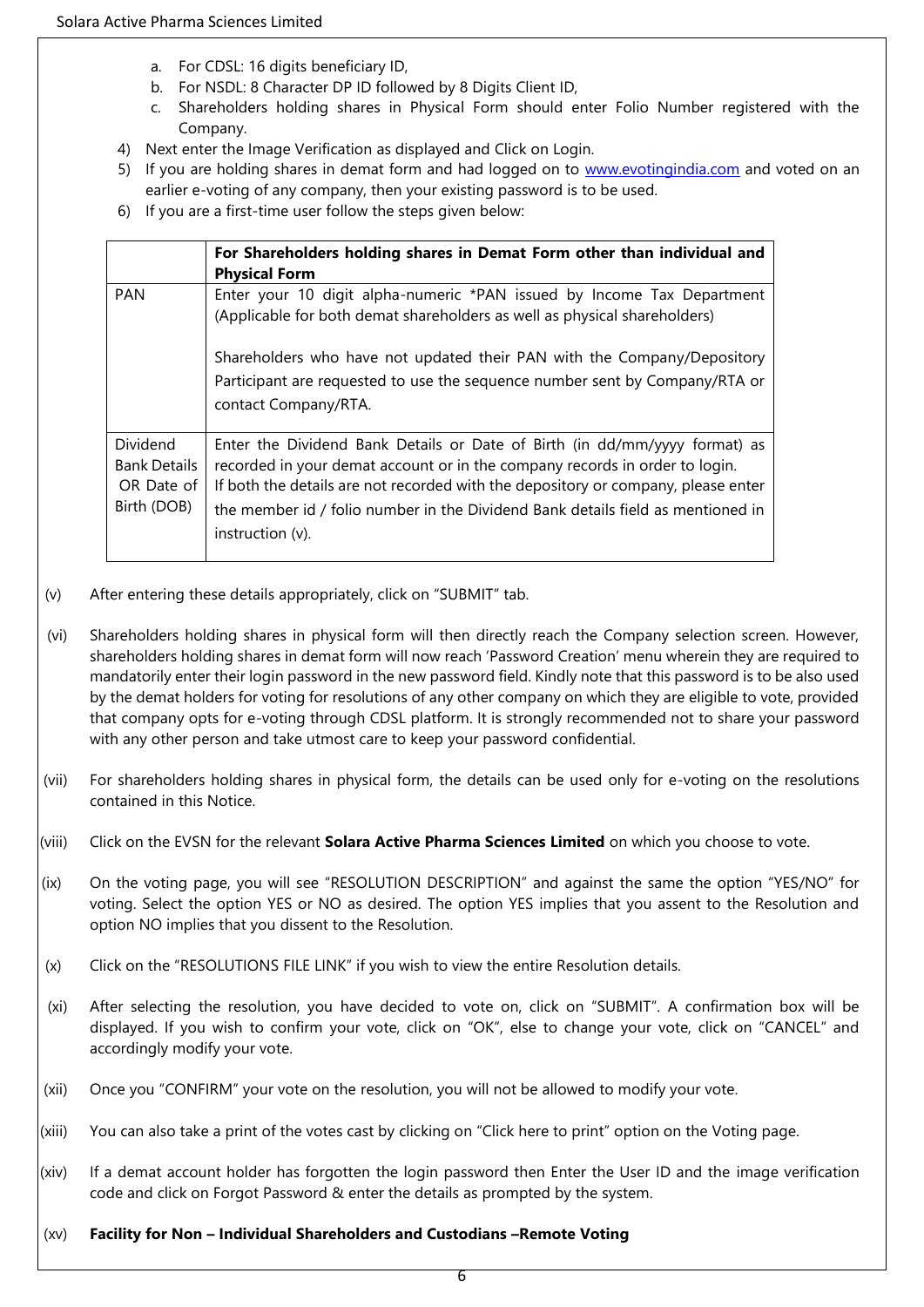a. For CDSL: 16 digits beneficiary ID,
b. For NSDL: 8 Character DP ID followed by 8 Digits Client ID,
c. Shareholders holding shares in Physical Form should enter Folio Number registered with the Company.

4) Next enter the Image Verification as displayed and Click on Login.
5) If you are holding shares in demat form and had logged on to www.evotingindia.com and voted on an earlier e-voting of any company, then your existing password is to be used.
6) If you are a first-time user follow the steps given below:

| | **For Shareholders holding shares in Demat Form other than individual and Physical Form** |
|---|---|
| PAN | Enter your 10 digit alpha-numeric *PAN issued by Income Tax Department (Applicable for both demat shareholders as well as physical shareholders)<br><br>Shareholders who have not updated their PAN with the Company/Depository Participant are requested to use the sequence number sent by Company/RTA or contact Company/RTA. |
| Dividend Bank Details OR Date of Birth (DOB) | Enter the Dividend Bank Details or Date of Birth (in dd/mm/yyyy format) as recorded in your demat account or in the company records in order to login.<br>If both the details are not recorded with the depository or company, please enter the member id / folio number in the Dividend Bank details field as mentioned in instruction (v). |

(v) After entering these details appropriately, click on "SUBMIT" tab.

(vi) Shareholders holding shares in physical form will then directly reach the Company selection screen. However, shareholders holding shares in demat form will now reach 'Password Creation' menu wherein they are required to mandatorily enter their login password in the new password field. Kindly note that this password is to be also used by the demat holders for voting for resolutions of any other company on which they are eligible to vote, provided that company opts for e-voting through CDSL platform. It is strongly recommended not to share your password with any other person and take utmost care to keep your password confidential.

(vii) For shareholders holding shares in physical form, the details can be used only for e-voting on the resolutions contained in this Notice.

(viii) Click on the EVSN for the relevant **Solara Active Pharma Sciences Limited** on which you choose to vote.

(ix) On the voting page, you will see "RESOLUTION DESCRIPTION" and against the same the option "YES/NO" for voting. Select the option YES or NO as desired. The option YES implies that you assent to the Resolution and option NO implies that you dissent to the Resolution.

(x) Click on the "RESOLUTIONS FILE LINK" if you wish to view the entire Resolution details.

(xi) After selecting the resolution, you have decided to vote on, click on "SUBMIT". A confirmation box will be displayed. If you wish to confirm your vote, click on "OK", else to change your vote, click on "CANCEL" and accordingly modify your vote.

(xii) Once you "CONFIRM" your vote on the resolution, you will not be allowed to modify your vote.

(xiii) You can also take a print of the votes cast by clicking on "Click here to print" option on the Voting page.

(xiv) If a demat account holder has forgotten the login password then Enter the User ID and the image verification code and click on Forgot Password & enter the details as prompted by the system.

(xv) **Facility for Non – Individual Shareholders and Custodians –Remote Voting**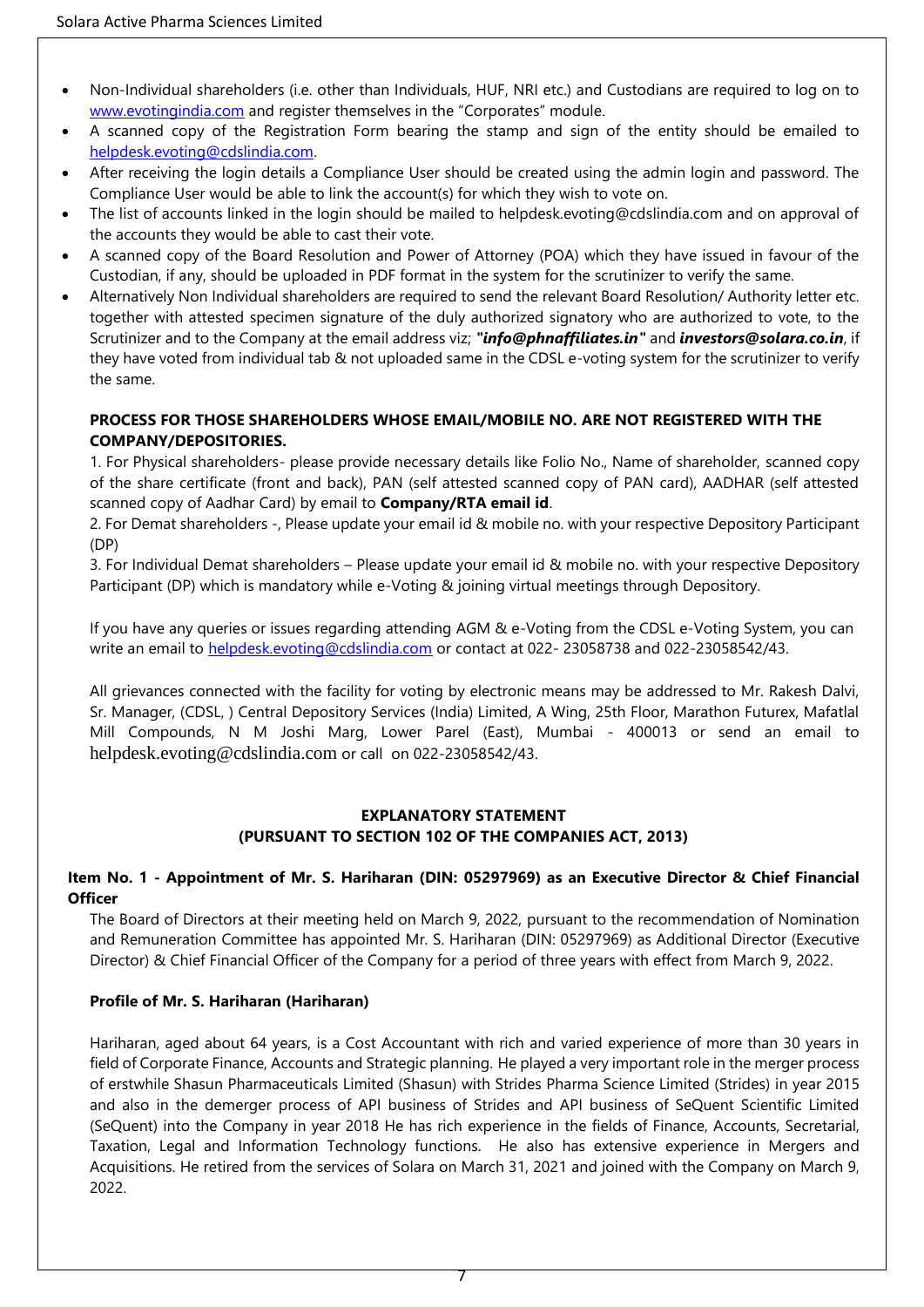- Non-Individual shareholders (i.e. other than Individuals, HUF, NRI etc.) and Custodians are required to log on to www.evotingindia.com and register themselves in the "Corporates" module.
- A scanned copy of the Registration Form bearing the stamp and sign of the entity should be emailed to helpdesk.evoting@cdslindia.com.
- After receiving the login details a Compliance User should be created using the admin login and password. The Compliance User would be able to link the account(s) for which they wish to vote on.
- The list of accounts linked in the login should be mailed to helpdesk.evoting@cdslindia.com and on approval of the accounts they would be able to cast their vote.
- A scanned copy of the Board Resolution and Power of Attorney (POA) which they have issued in favour of the Custodian, if any, should be uploaded in PDF format in the system for the scrutinizer to verify the same.
- Alternatively Non Individual shareholders are required to send the relevant Board Resolution/ Authority letter etc. together with attested specimen signature of the duly authorized signatory who are authorized to vote, to the Scrutinizer and to the Company at the email address viz; ***"info@phnaffiliates.in"*** and ***investors@solara.co.in***, if they have voted from individual tab & not uploaded same in the CDSL e-voting system for the scrutinizer to verify the same.

**PROCESS FOR THOSE SHAREHOLDERS WHOSE EMAIL/MOBILE NO. ARE NOT REGISTERED WITH THE COMPANY/DEPOSITORIES.**

1. For Physical shareholders- please provide necessary details like Folio No., Name of shareholder, scanned copy of the share certificate (front and back), PAN (self attested scanned copy of PAN card), AADHAR (self attested scanned copy of Aadhar Card) by email to **Company/RTA email id**.
2. For Demat shareholders -, Please update your email id & mobile no. with your respective Depository Participant (DP)
3. For Individual Demat shareholders – Please update your email id & mobile no. with your respective Depository Participant (DP) which is mandatory while e-Voting & joining virtual meetings through Depository.

If you have any queries or issues regarding attending AGM & e-Voting from the CDSL e-Voting System, you can write an email to helpdesk.evoting@cdslindia.com or contact at 022- 23058738 and 022-23058542/43.

All grievances connected with the facility for voting by electronic means may be addressed to Mr. Rakesh Dalvi, Sr. Manager, (CDSL, ) Central Depository Services (India) Limited, A Wing, 25th Floor, Marathon Futurex, Mafatlal Mill Compounds, N M Joshi Marg, Lower Parel (East), Mumbai - 400013 or send an email to helpdesk.evoting@cdslindia.com or call on 022-23058542/43.

## EXPLANATORY STATEMENT
## (PURSUANT TO SECTION 102 OF THE COMPANIES ACT, 2013)

### Item No. 1 - Appointment of Mr. S. Hariharan (DIN: 05297969) as an Executive Director & Chief Financial Officer

The Board of Directors at their meeting held on March 9, 2022, pursuant to the recommendation of Nomination and Remuneration Committee has appointed Mr. S. Hariharan (DIN: 05297969) as Additional Director (Executive Director) & Chief Financial Officer of the Company for a period of three years with effect from March 9, 2022.

**Profile of Mr. S. Hariharan (Hariharan)**

Hariharan, aged about 64 years, is a Cost Accountant with rich and varied experience of more than 30 years in field of Corporate Finance, Accounts and Strategic planning. He played a very important role in the merger process of erstwhile Shasun Pharmaceuticals Limited (Shasun) with Strides Pharma Science Limited (Strides) in year 2015 and also in the demerger process of API business of Strides and API business of SeQuent Scientific Limited (SeQuent) into the Company in year 2018 He has rich experience in the fields of Finance, Accounts, Secretarial, Taxation, Legal and Information Technology functions. He also has extensive experience in Mergers and Acquisitions. He retired from the services of Solara on March 31, 2021 and joined with the Company on March 9, 2022.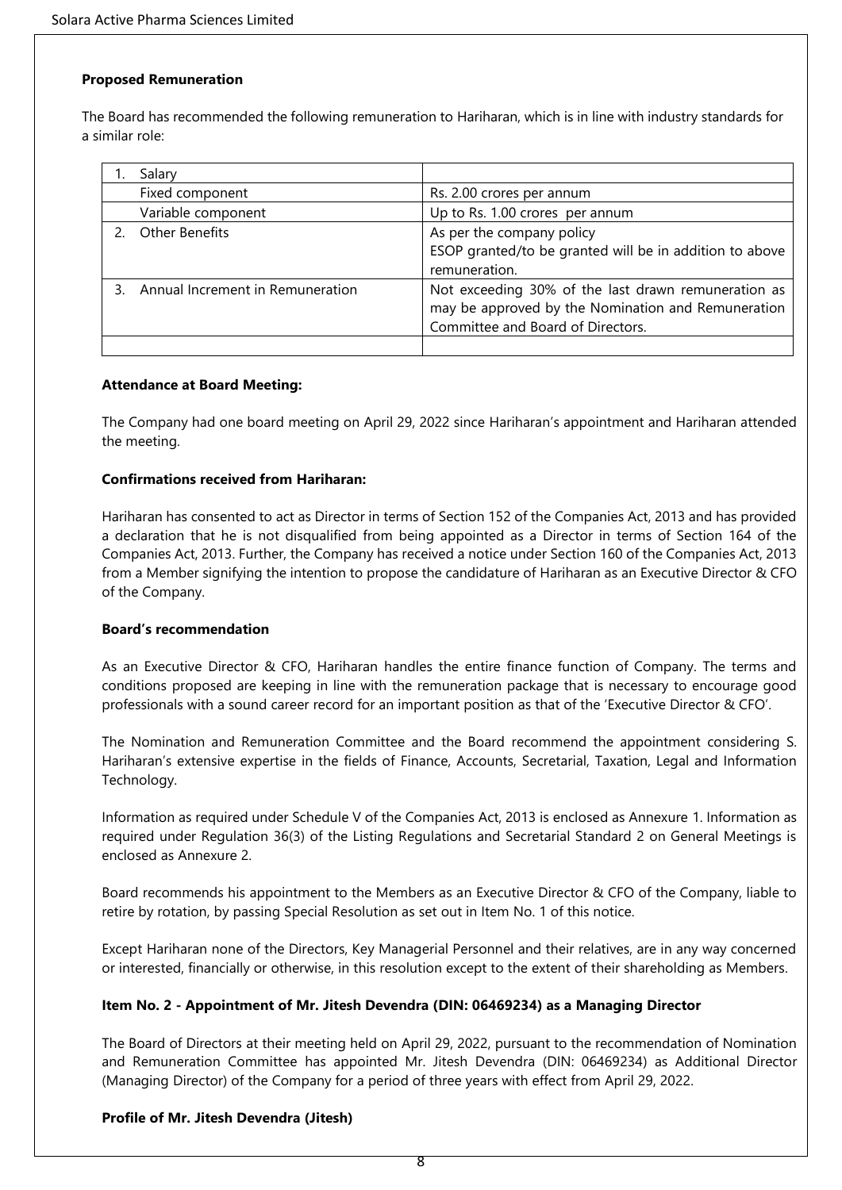**Proposed Remuneration**

The Board has recommended the following remuneration to Hariharan, which is in line with industry standards for a similar role:

| | |
|---|---|
| 1. Salary | |
| Fixed component | Rs. 2.00 crores per annum |
| Variable component | Up to Rs. 1.00 crores per annum |
| 2. Other Benefits | As per the company policy<br>ESOP granted/to be granted will be in addition to above remuneration. |
| 3. Annual Increment in Remuneration | Not exceeding 30% of the last drawn remuneration as may be approved by the Nomination and Remuneration Committee and Board of Directors. |
| | |

**Attendance at Board Meeting:**

The Company had one board meeting on April 29, 2022 since Hariharan's appointment and Hariharan attended the meeting.

**Confirmations received from Hariharan:**

Hariharan has consented to act as Director in terms of Section 152 of the Companies Act, 2013 and has provided a declaration that he is not disqualified from being appointed as a Director in terms of Section 164 of the Companies Act, 2013. Further, the Company has received a notice under Section 160 of the Companies Act, 2013 from a Member signifying the intention to propose the candidature of Hariharan as an Executive Director & CFO of the Company.

**Board's recommendation**

As an Executive Director & CFO, Hariharan handles the entire finance function of Company. The terms and conditions proposed are keeping in line with the remuneration package that is necessary to encourage good professionals with a sound career record for an important position as that of the 'Executive Director & CFO'.

The Nomination and Remuneration Committee and the Board recommend the appointment considering S. Hariharan's extensive expertise in the fields of Finance, Accounts, Secretarial, Taxation, Legal and Information Technology.

Information as required under Schedule V of the Companies Act, 2013 is enclosed as Annexure 1. Information as required under Regulation 36(3) of the Listing Regulations and Secretarial Standard 2 on General Meetings is enclosed as Annexure 2.

Board recommends his appointment to the Members as an Executive Director & CFO of the Company, liable to retire by rotation, by passing Special Resolution as set out in Item No. 1 of this notice.

Except Hariharan none of the Directors, Key Managerial Personnel and their relatives, are in any way concerned or interested, financially or otherwise, in this resolution except to the extent of their shareholding as Members.

**Item No. 2 - Appointment of Mr. Jitesh Devendra (DIN: 06469234) as a Managing Director**

The Board of Directors at their meeting held on April 29, 2022, pursuant to the recommendation of Nomination and Remuneration Committee has appointed Mr. Jitesh Devendra (DIN: 06469234) as Additional Director (Managing Director) of the Company for a period of three years with effect from April 29, 2022.

**Profile of Mr. Jitesh Devendra (Jitesh)**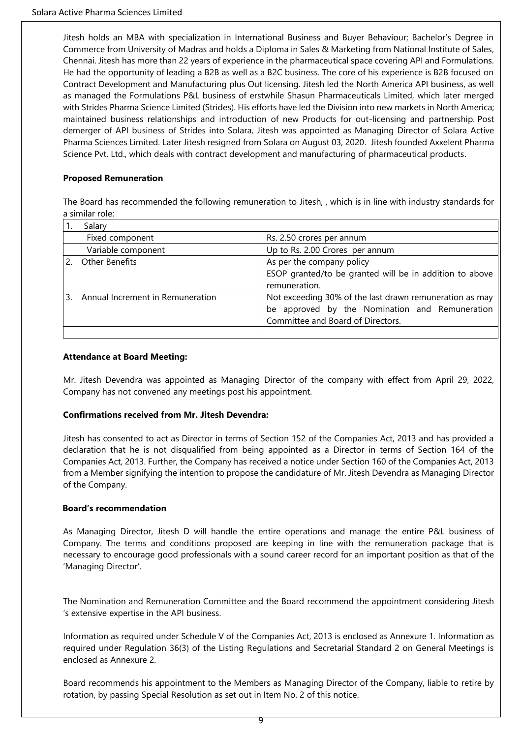Jitesh holds an MBA with specialization in International Business and Buyer Behaviour; Bachelor's Degree in Commerce from University of Madras and holds a Diploma in Sales & Marketing from National Institute of Sales, Chennai. Jitesh has more than 22 years of experience in the pharmaceutical space covering API and Formulations. He had the opportunity of leading a B2B as well as a B2C business. The core of his experience is B2B focused on Contract Development and Manufacturing plus Out licensing. Jitesh led the North America API business, as well as managed the Formulations P&L business of erstwhile Shasun Pharmaceuticals Limited, which later merged with Strides Pharma Science Limited (Strides). His efforts have led the Division into new markets in North America; maintained business relationships and introduction of new Products for out-licensing and partnership. Post demerger of API business of Strides into Solara, Jitesh was appointed as Managing Director of Solara Active Pharma Sciences Limited. Later Jitesh resigned from Solara on August 03, 2020. Jitesh founded Axxelent Pharma Science Pvt. Ltd., which deals with contract development and manufacturing of pharmaceutical products.

**Proposed Remuneration**

The Board has recommended the following remuneration to Jitesh, , which is in line with industry standards for a similar role:

| | |
|---|---|
| 1. Salary | |
| Fixed component | Rs. 2.50 crores per annum |
| Variable component | Up to Rs. 2.00 Crores per annum |
| 2. Other Benefits | As per the company policy<br>ESOP granted/to be granted will be in addition to above remuneration. |
| 3. Annual Increment in Remuneration | Not exceeding 30% of the last drawn remuneration as may be approved by the Nomination and Remuneration Committee and Board of Directors. |
| | |

**Attendance at Board Meeting:**

Mr. Jitesh Devendra was appointed as Managing Director of the company with effect from April 29, 2022, Company has not convened any meetings post his appointment.

**Confirmations received from Mr. Jitesh Devendra:**

Jitesh has consented to act as Director in terms of Section 152 of the Companies Act, 2013 and has provided a declaration that he is not disqualified from being appointed as a Director in terms of Section 164 of the Companies Act, 2013. Further, the Company has received a notice under Section 160 of the Companies Act, 2013 from a Member signifying the intention to propose the candidature of Mr. Jitesh Devendra as Managing Director of the Company.

**Board's recommendation**

As Managing Director, Jitesh D will handle the entire operations and manage the entire P&L business of Company. The terms and conditions proposed are keeping in line with the remuneration package that is necessary to encourage good professionals with a sound career record for an important position as that of the 'Managing Director'.

The Nomination and Remuneration Committee and the Board recommend the appointment considering Jitesh 's extensive expertise in the API business.

Information as required under Schedule V of the Companies Act, 2013 is enclosed as Annexure 1. Information as required under Regulation 36(3) of the Listing Regulations and Secretarial Standard 2 on General Meetings is enclosed as Annexure 2.

Board recommends his appointment to the Members as Managing Director of the Company, liable to retire by rotation, by passing Special Resolution as set out in Item No. 2 of this notice.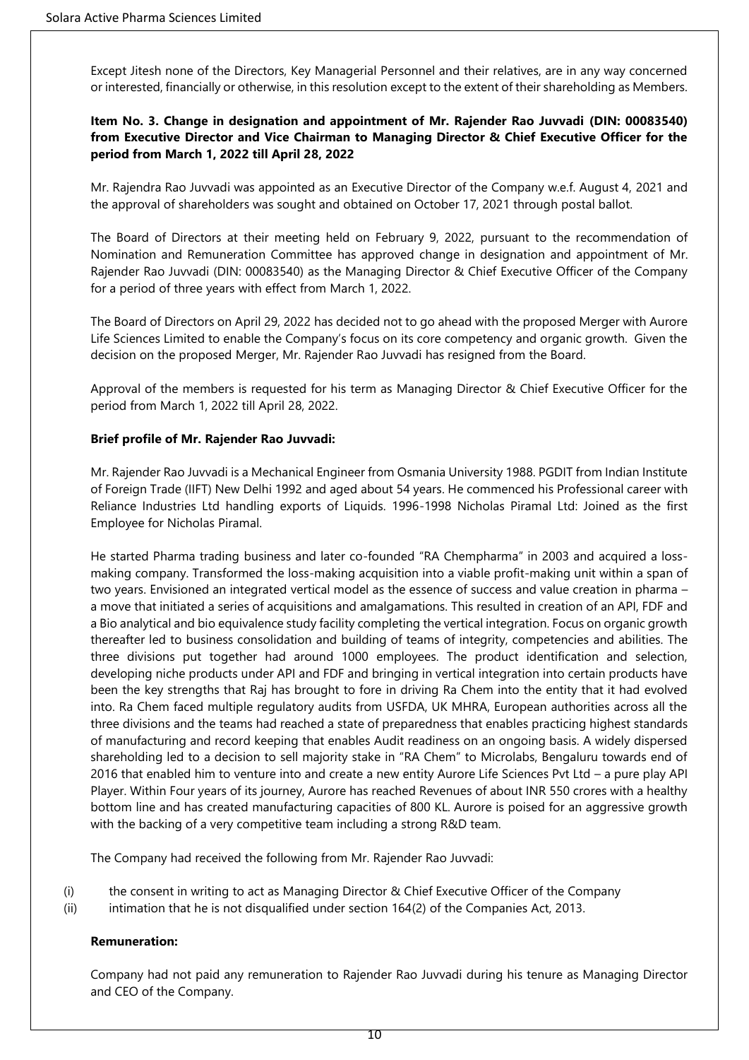Except Jitesh none of the Directors, Key Managerial Personnel and their relatives, are in any way concerned or interested, financially or otherwise, in this resolution except to the extent of their shareholding as Members.

**Item No. 3. Change in designation and appointment of Mr. Rajender Rao Juvvadi (DIN: 00083540) from Executive Director and Vice Chairman to Managing Director & Chief Executive Officer for the period from March 1, 2022 till April 28, 2022**

Mr. Rajendra Rao Juvvadi was appointed as an Executive Director of the Company w.e.f. August 4, 2021 and the approval of shareholders was sought and obtained on October 17, 2021 through postal ballot.

The Board of Directors at their meeting held on February 9, 2022, pursuant to the recommendation of Nomination and Remuneration Committee has approved change in designation and appointment of Mr. Rajender Rao Juvvadi (DIN: 00083540) as the Managing Director & Chief Executive Officer of the Company for a period of three years with effect from March 1, 2022.

The Board of Directors on April 29, 2022 has decided not to go ahead with the proposed Merger with Aurore Life Sciences Limited to enable the Company's focus on its core competency and organic growth. Given the decision on the proposed Merger, Mr. Rajender Rao Juvvadi has resigned from the Board.

Approval of the members is requested for his term as Managing Director & Chief Executive Officer for the period from March 1, 2022 till April 28, 2022.

**Brief profile of Mr. Rajender Rao Juvvadi:**

Mr. Rajender Rao Juvvadi is a Mechanical Engineer from Osmania University 1988. PGDIT from Indian Institute of Foreign Trade (IIFT) New Delhi 1992 and aged about 54 years. He commenced his Professional career with Reliance Industries Ltd handling exports of Liquids. 1996-1998 Nicholas Piramal Ltd: Joined as the first Employee for Nicholas Piramal.

He started Pharma trading business and later co-founded "RA Chempharma" in 2003 and acquired a loss-making company. Transformed the loss-making acquisition into a viable profit-making unit within a span of two years. Envisioned an integrated vertical model as the essence of success and value creation in pharma – a move that initiated a series of acquisitions and amalgamations. This resulted in creation of an API, FDF and a Bio analytical and bio equivalence study facility completing the vertical integration. Focus on organic growth thereafter led to business consolidation and building of teams of integrity, competencies and abilities. The three divisions put together had around 1000 employees. The product identification and selection, developing niche products under API and FDF and bringing in vertical integration into certain products have been the key strengths that Raj has brought to fore in driving Ra Chem into the entity that it had evolved into. Ra Chem faced multiple regulatory audits from USFDA, UK MHRA, European authorities across all the three divisions and the teams had reached a state of preparedness that enables practicing highest standards of manufacturing and record keeping that enables Audit readiness on an ongoing basis. A widely dispersed shareholding led to a decision to sell majority stake in "RA Chem" to Microlabs, Bengaluru towards end of 2016 that enabled him to venture into and create a new entity Aurore Life Sciences Pvt Ltd – a pure play API Player. Within Four years of its journey, Aurore has reached Revenues of about INR 550 crores with a healthy bottom line and has created manufacturing capacities of 800 KL. Aurore is poised for an aggressive growth with the backing of a very competitive team including a strong R&D team.

The Company had received the following from Mr. Rajender Rao Juvvadi:

(i) the consent in writing to act as Managing Director & Chief Executive Officer of the Company
(ii) intimation that he is not disqualified under section 164(2) of the Companies Act, 2013.

**Remuneration:**

Company had not paid any remuneration to Rajender Rao Juvvadi during his tenure as Managing Director and CEO of the Company.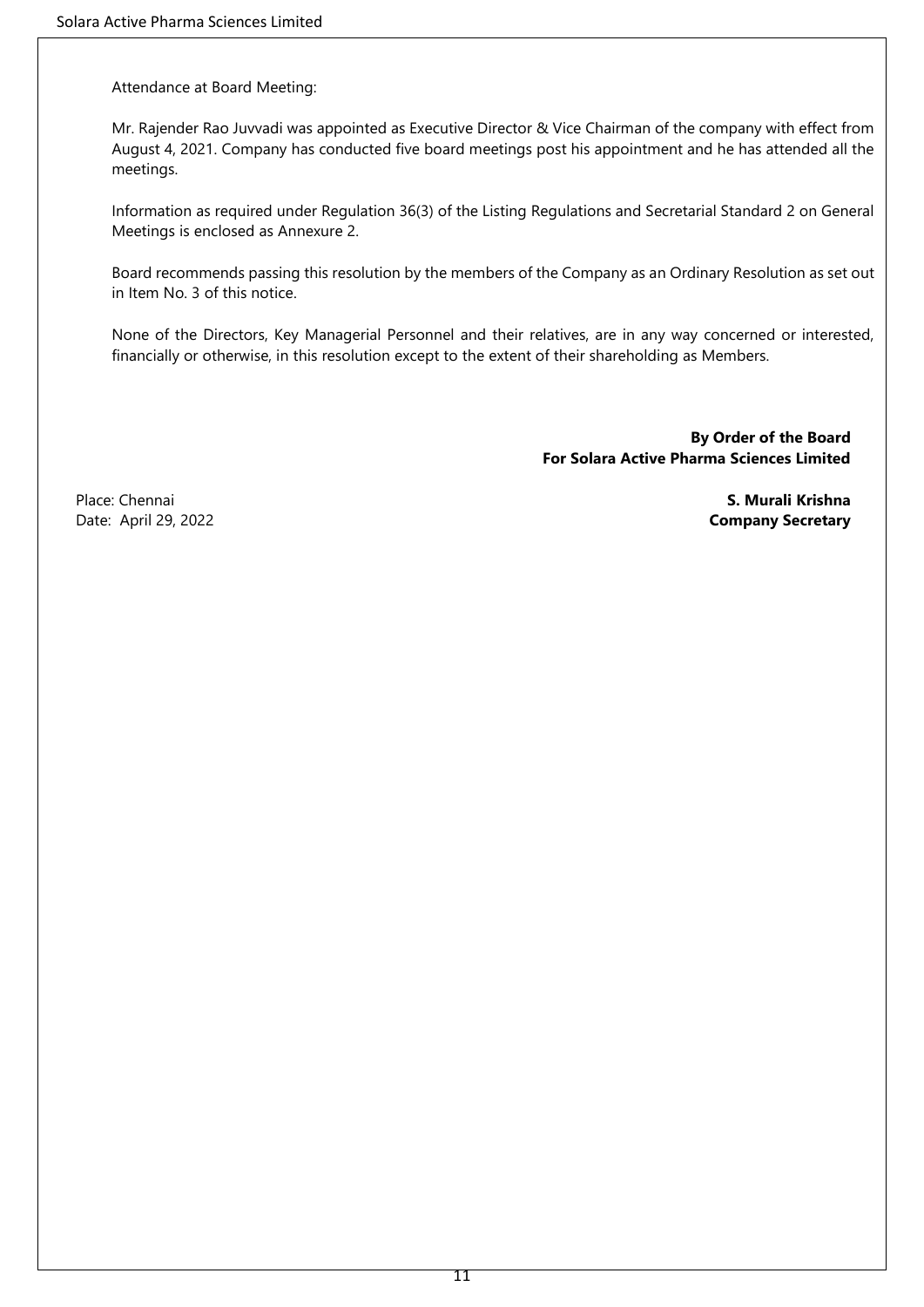Attendance at Board Meeting:

Mr. Rajender Rao Juvvadi was appointed as Executive Director & Vice Chairman of the company with effect from August 4, 2021. Company has conducted five board meetings post his appointment and he has attended all the meetings.

Information as required under Regulation 36(3) of the Listing Regulations and Secretarial Standard 2 on General Meetings is enclosed as Annexure 2.

Board recommends passing this resolution by the members of the Company as an Ordinary Resolution as set out in Item No. 3 of this notice.

None of the Directors, Key Managerial Personnel and their relatives, are in any way concerned or interested, financially or otherwise, in this resolution except to the extent of their shareholding as Members.

**By Order of the Board**
**For Solara Active Pharma Sciences Limited**

Place: Chennai
Date: April 29, 2022

**S. Murali Krishna**
**Company Secretary**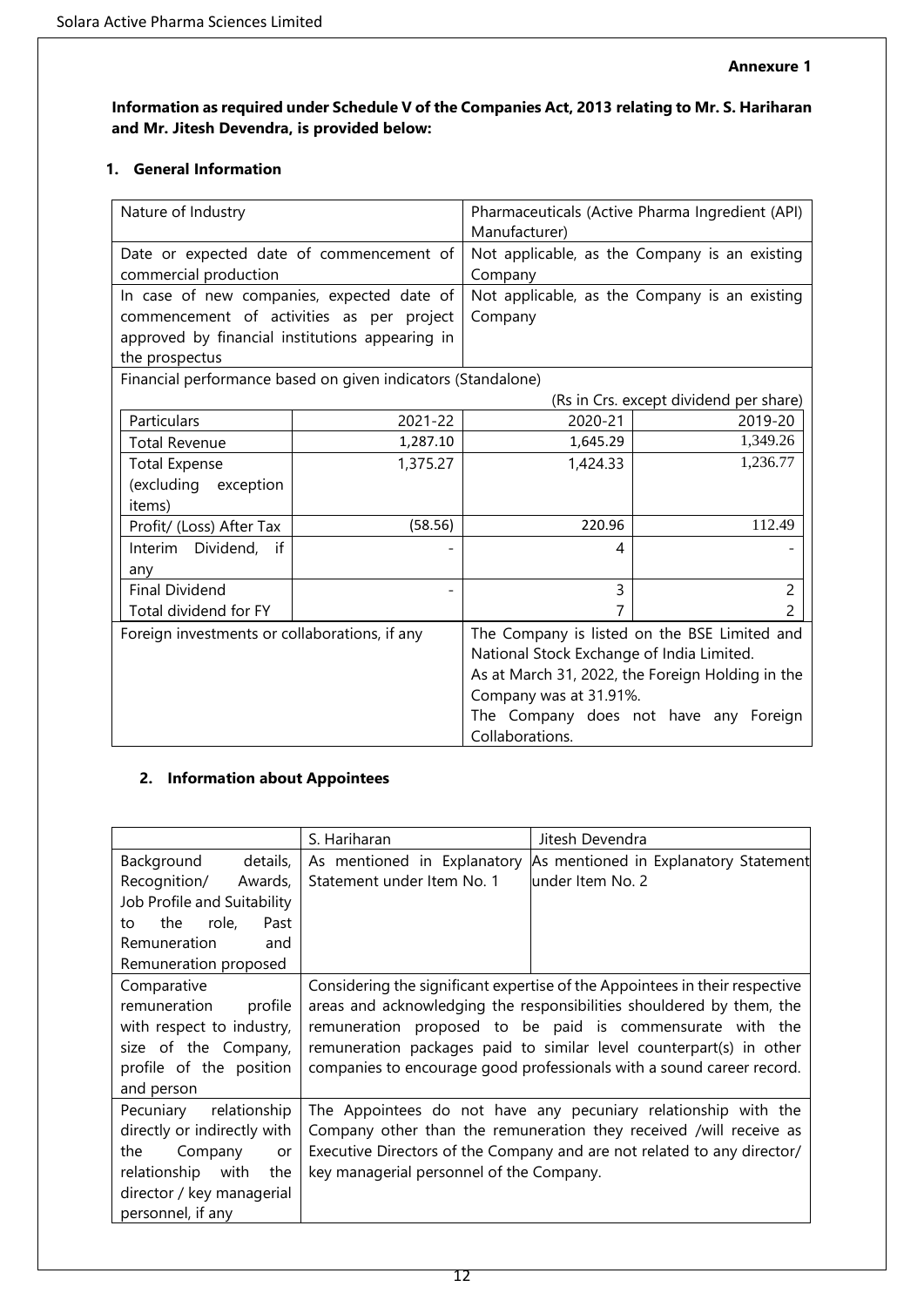**Annexure 1**

**Information as required under Schedule V of the Companies Act, 2013 relating to Mr. S. Hariharan and Mr. Jitesh Devendra, is provided below:**

## 1. General Information

| Nature of Industry | Pharmaceuticals (Active Pharma Ingredient (API) Manufacturer) |
|---|---|
| Date or expected date of commencement of commercial production | Not applicable, as the Company is an existing Company |
| In case of new companies, expected date of commencement of activities as per project approved by financial institutions appearing in the prospectus | Not applicable, as the Company is an existing Company |

Financial performance based on given indicators (Standalone)

(Rs in Crs. except dividend per share)

| Particulars | 2021-22 | 2020-21 | 2019-20 |
|---|---|---|---|
| Total Revenue | 1,287.10 | 1,645.29 | 1,349.26 |
| Total Expense (excluding exception items) | 1,375.27 | 1,424.33 | 1,236.77 |
| Profit/ (Loss) After Tax | (58.56) | 220.96 | 112.49 |
| Interim Dividend, if any | - | 4 | - |
| Final Dividend | - | 3 | 2 |
| Total dividend for FY | | 7 | 2 |

| Foreign investments or collaborations, if any | The Company is listed on the BSE Limited and National Stock Exchange of India Limited. As at March 31, 2022, the Foreign Holding in the Company was at 31.91%. The Company does not have any Foreign Collaborations. |
|---|---|

## 2. Information about Appointees

| | S. Hariharan | Jitesh Devendra |
|---|---|---|
| Background details, Recognition/ Awards, Job Profile and Suitability to the role, Past Remuneration and Remuneration proposed | As mentioned in Explanatory Statement under Item No. 1 | As mentioned in Explanatory Statement under Item No. 2 |
| Comparative remuneration profile with respect to industry, size of the Company, profile of the position and person | Considering the significant expertise of the Appointees in their respective areas and acknowledging the responsibilities shouldered by them, the remuneration proposed to be paid is commensurate with the remuneration packages paid to similar level counterpart(s) in other companies to encourage good professionals with a sound career record. | |
| Pecuniary relationship directly or indirectly with the Company or relationship with the director / key managerial personnel, if any | The Appointees do not have any pecuniary relationship with the Company other than the remuneration they received /will receive as Executive Directors of the Company and are not related to any director/ key managerial personnel of the Company. | |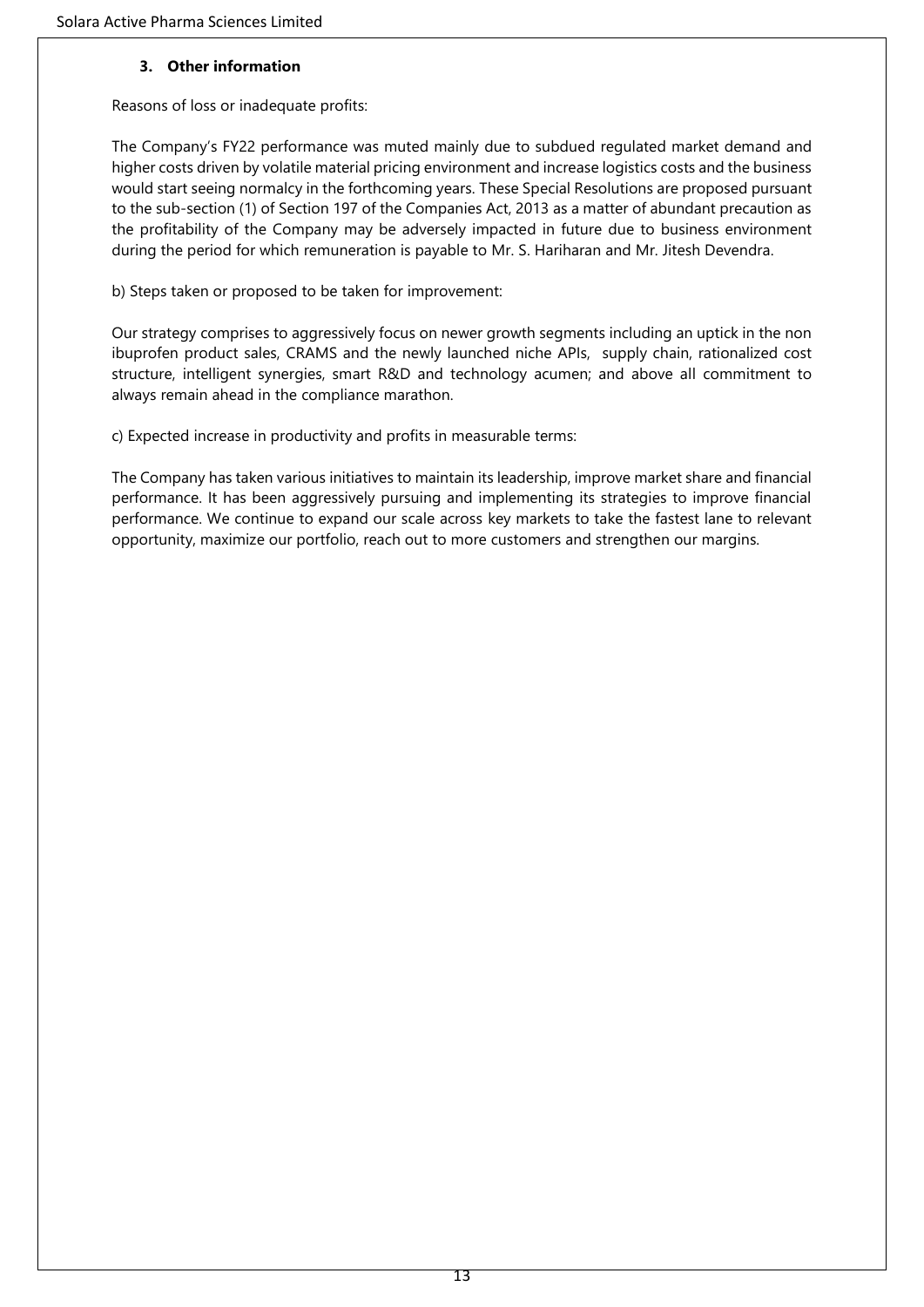### 3. Other information

Reasons of loss or inadequate profits:

The Company's FY22 performance was muted mainly due to subdued regulated market demand and higher costs driven by volatile material pricing environment and increase logistics costs and the business would start seeing normalcy in the forthcoming years. These Special Resolutions are proposed pursuant to the sub-section (1) of Section 197 of the Companies Act, 2013 as a matter of abundant precaution as the profitability of the Company may be adversely impacted in future due to business environment during the period for which remuneration is payable to Mr. S. Hariharan and Mr. Jitesh Devendra.

b) Steps taken or proposed to be taken for improvement:

Our strategy comprises to aggressively focus on newer growth segments including an uptick in the non ibuprofen product sales, CRAMS and the newly launched niche APIs, supply chain, rationalized cost structure, intelligent synergies, smart R&D and technology acumen; and above all commitment to always remain ahead in the compliance marathon.

c) Expected increase in productivity and profits in measurable terms:

The Company has taken various initiatives to maintain its leadership, improve market share and financial performance. It has been aggressively pursuing and implementing its strategies to improve financial performance. We continue to expand our scale across key markets to take the fastest lane to relevant opportunity, maximize our portfolio, reach out to more customers and strengthen our margins.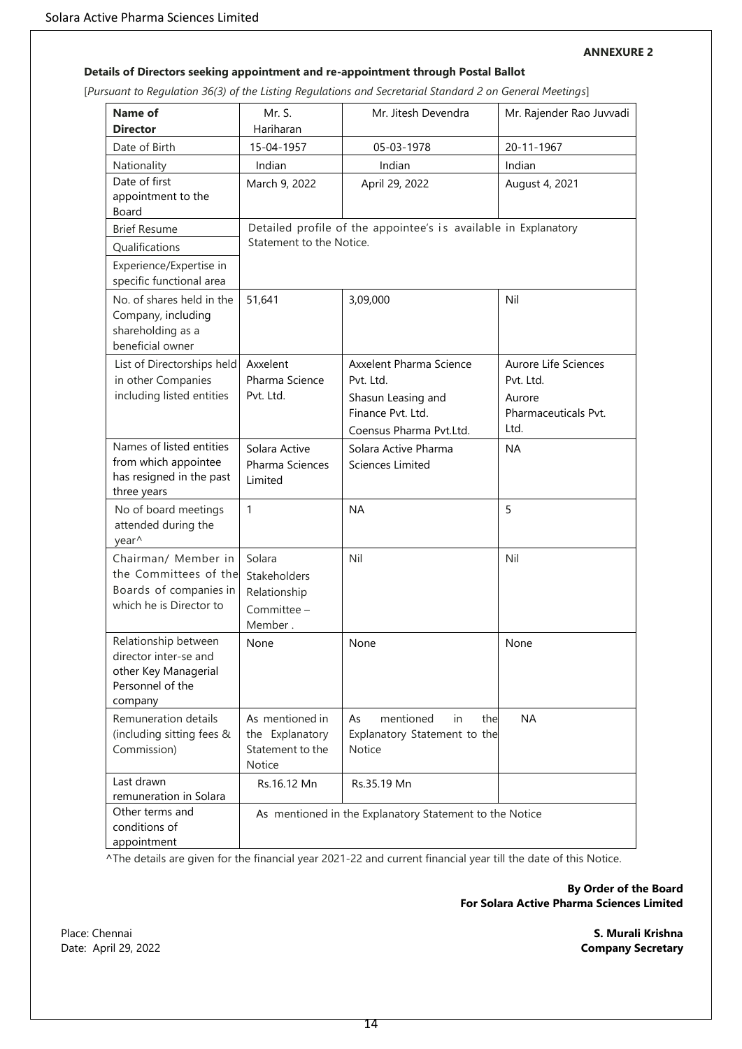**ANNEXURE 2**

**Details of Directors seeking appointment and re-appointment through Postal Ballot**

[*Pursuant to Regulation 36(3) of the Listing Regulations and Secretarial Standard 2 on General Meetings*]

| **Name of Director** | Mr. S. Hariharan | Mr. Jitesh Devendra | Mr. Rajender Rao Juvvadi |
|---|---|---|---|
| Date of Birth | 15-04-1957 | 05-03-1978 | 20-11-1967 |
| Nationality | Indian | Indian | Indian |
| Date of first appointment to the Board | March 9, 2022 | April 29, 2022 | August 4, 2021 |
| Brief Resume | Detailed profile of the appointee's is available in Explanatory Statement to the Notice. | | |
| Qualifications | | | |
| Experience/Expertise in specific functional area | | | |
| No. of shares held in the Company, including shareholding as a beneficial owner | 51,641 | 3,09,000 | Nil |
| List of Directorships held in other Companies including listed entities | Axxelent Pharma Science Pvt. Ltd. | Axxelent Pharma Science Pvt. Ltd.<br>Shasun Leasing and Finance Pvt. Ltd.<br>Coensus Pharma Pvt.Ltd. | Aurore Life Sciences Pvt. Ltd.<br>Aurore Pharmaceuticals Pvt. Ltd. |
| Names of listed entities from which appointee has resigned in the past three years | Solara Active Pharma Sciences Limited | Solara Active Pharma Sciences Limited | NA |
| No of board meetings attended during the year^ | 1 | NA | 5 |
| Chairman/ Member in the Committees of the Boards of companies in which he is Director to | Solara Stakeholders Relationship Committee – Member . | Nil | Nil |
| Relationship between director inter-se and other Key Managerial Personnel of the company | None | None | None |
| Remuneration details (including sitting fees & Commission) | As mentioned in the Explanatory Statement to the Notice | As mentioned in the Explanatory Statement to the Notice | NA |
| Last drawn remuneration in Solara | Rs.16.12 Mn | Rs.35.19 Mn | |
| Other terms and conditions of appointment | As mentioned in the Explanatory Statement to the Notice | | |

^The details are given for the financial year 2021-22 and current financial year till the date of this Notice.

**By Order of the Board**
**For Solara Active Pharma Sciences Limited**

Place: Chennai
Date: April 29, 2022

**S. Murali Krishna**
**Company Secretary**